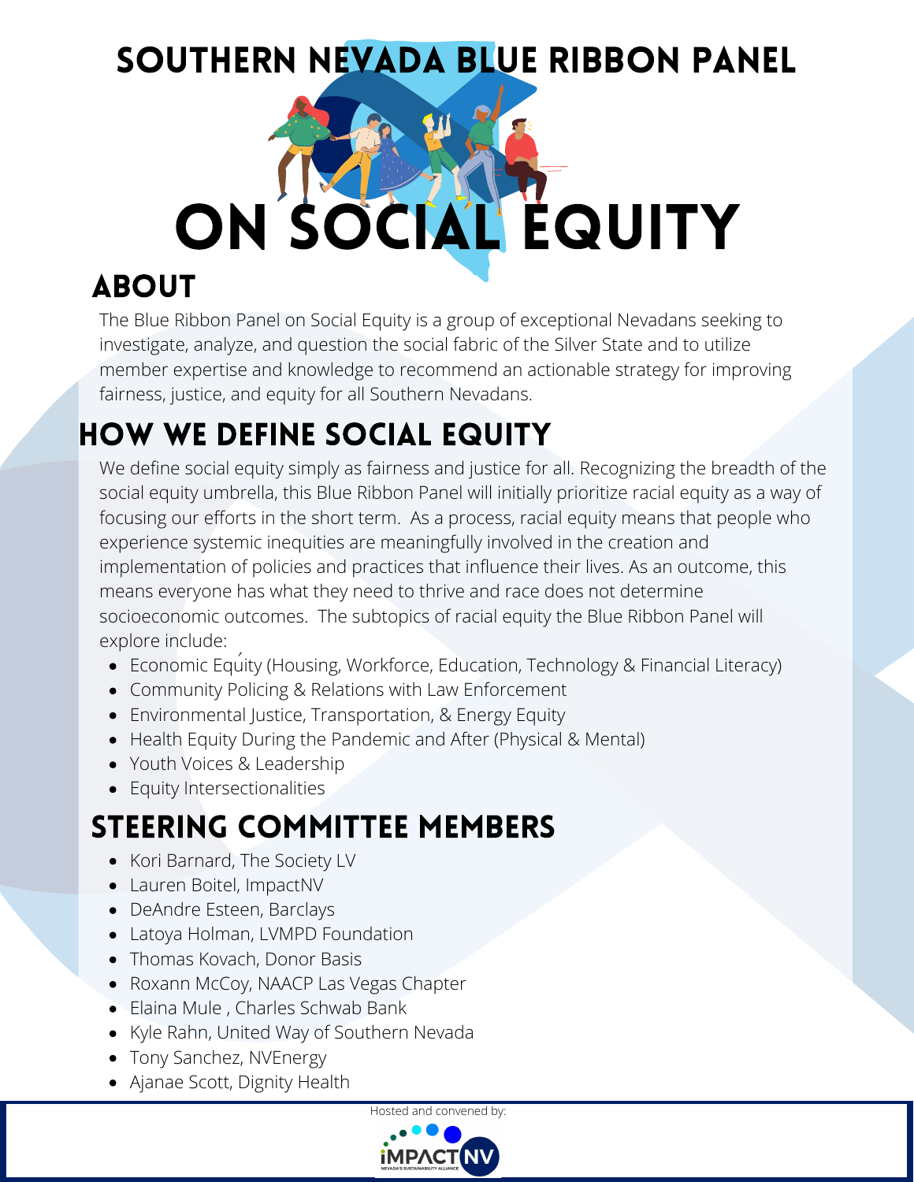# SOUTHERN NEVADA BLUE RIBBON PANEL ON SOCIAL EQUITY

## ABOUT

The Blue Ribbon Panel on Social Equity is a group of exceptional Nevadans seeking to investigate, analyze, and question the social fabric of the Silver State and to utilize member expertise and knowledge to recommend an actionable strategy for improving fairness, justice, and equity for all Southern Nevadans.

## HOW WE DEFINE SOCIAL EQUITY

We define social equity simply as fairness and justice for all. Recognizing the breadth of the social equity umbrella, this Blue Ribbon Panel will initially prioritize racial equity as a way of focusing our efforts in the short term. As a process, racial equity means that people who experience systemic inequities are meaningfully involved in the creation and implementation of policies and practices that influence their lives. As an outcome, this means everyone has what they need to thrive and race does not determine socioeconomic outcomes. The subtopics of racial equity the Blue Ribbon Panel will explore include:

- Economic Equity (Housing, Workforce, Education, Technology & Financial Literacy)
- Community Policing & Relations with Law Enforcement
- Environmental Justice, Transportation, & Energy Equity
- Health Equity During the Pandemic and After (Physical & Mental)
- Youth Voices & Leadership
- Equity Intersectionalities

## STEERING COMMITTEE MEMBERS

- Kori Barnard, The Society LV
- Lauren Boitel, ImpactNV
- DeAndre Esteen, Barclays
- Latoya Holman, LVMPD Foundation
- Thomas Kovach, Donor Basis
- Roxann McCoy, NAACP Las Vegas Chapter
- Elaina Mule , Charles Schwab Bank
- Kyle Rahn, United Way of Southern Nevada
- Tony Sanchez, NVEnergy
- Ajanae Scott, Dignity Health

Hosted and convened by:

IMPACTNV — NEVADA'S SUSTAINABILITY ALLIANCE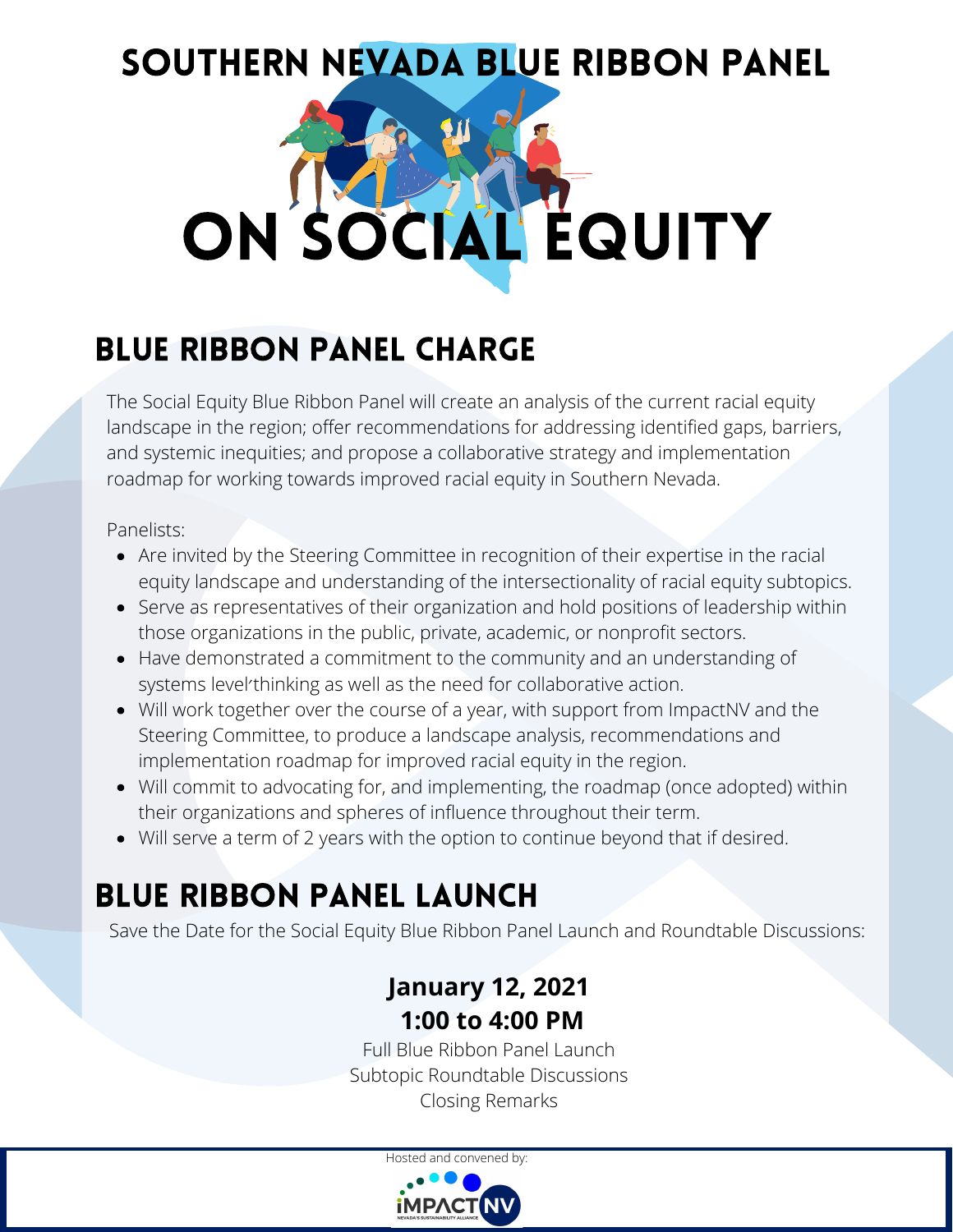# SOUTHERN NEVADA BLUE RIBBON PANEL ON SOCIAL EQUITY

## BLUE RIBBON PANEL CHARGE

The Social Equity Blue Ribbon Panel will create an analysis of the current racial equity landscape in the region; offer recommendations for addressing identified gaps, barriers, and systemic inequities; and propose a collaborative strategy and implementation roadmap for working towards improved racial equity in Southern Nevada.

Panelists:

- Are invited by the Steering Committee in recognition of their expertise in the racial equity landscape and understanding of the intersectionality of racial equity subtopics.
- Serve as representatives of their organization and hold positions of leadership within those organizations in the public, private, academic, or nonprofit sectors.
- Have demonstrated a commitment to the community and an understanding of systems level thinking as well as the need for collaborative action.
- Will work together over the course of a year, with support from ImpactNV and the Steering Committee, to produce a landscape analysis, recommendations and implementation roadmap for improved racial equity in the region.
- Will commit to advocating for, and implementing, the roadmap (once adopted) within their organizations and spheres of influence throughout their term.
- Will serve a term of 2 years with the option to continue beyond that if desired.

## BLUE RIBBON PANEL LAUNCH

Save the Date for the Social Equity Blue Ribbon Panel Launch and Roundtable Discussions:

**January 12, 2021**
**1:00 to 4:00 PM**

Full Blue Ribbon Panel Launch
Subtopic Roundtable Discussions
Closing Remarks

Hosted and convened by:

iMPACT NV
NEVADA'S SUSTAINABILITY ALLIANCE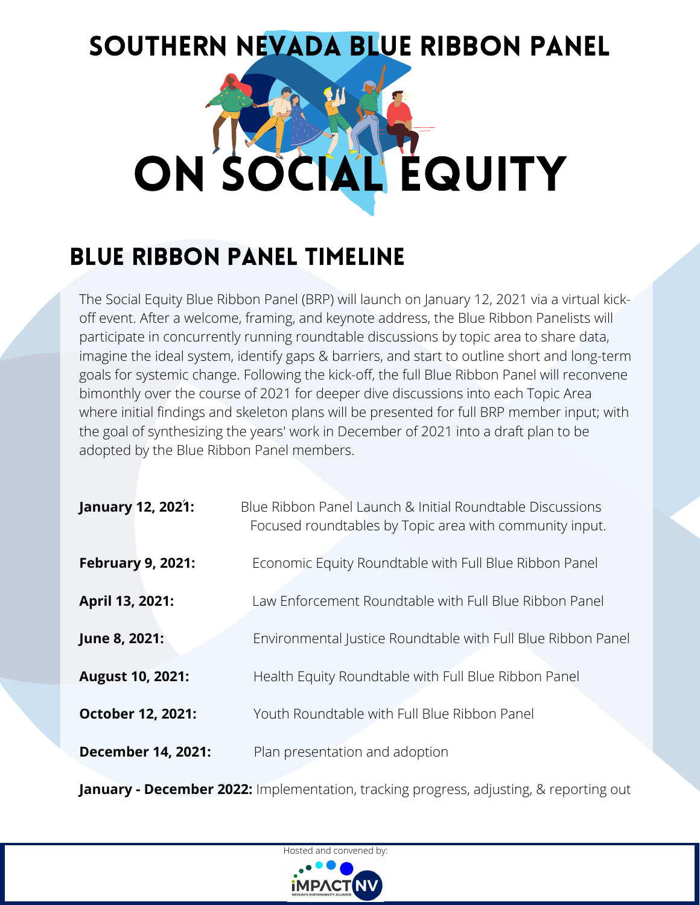# SOUTHERN NEVADA BLUE RIBBON PANEL ON SOCIAL EQUITY

## BLUE RIBBON PANEL TIMELINE

The Social Equity Blue Ribbon Panel (BRP) will launch on January 12, 2021 via a virtual kick-off event. After a welcome, framing, and keynote address, the Blue Ribbon Panelists will participate in concurrently running roundtable discussions by topic area to share data, imagine the ideal system, identify gaps & barriers, and start to outline short and long-term goals for systemic change. Following the kick-off, the full Blue Ribbon Panel will reconvene bimonthly over the course of 2021 for deeper dive discussions into each Topic Area where initial findings and skeleton plans will be presented for full BRP member input; with the goal of synthesizing the years' work in December of 2021 into a draft plan to be adopted by the Blue Ribbon Panel members.

**January 12, 2021:** Blue Ribbon Panel Launch & Initial Roundtable Discussions Focused roundtables by Topic area with community input.

**February 9, 2021:** Economic Equity Roundtable with Full Blue Ribbon Panel

**April 13, 2021:** Law Enforcement Roundtable with Full Blue Ribbon Panel

**June 8, 2021:** Environmental Justice Roundtable with Full Blue Ribbon Panel

**August 10, 2021:** Health Equity Roundtable with Full Blue Ribbon Panel

**October 12, 2021:** Youth Roundtable with Full Blue Ribbon Panel

**December 14, 2021:** Plan presentation and adoption

**January - December 2022:** Implementation, tracking progress, adjusting, & reporting out

Hosted and convened by:

iMPACT NV
NEVADA'S SUSTAINABILITY ALLIANCE